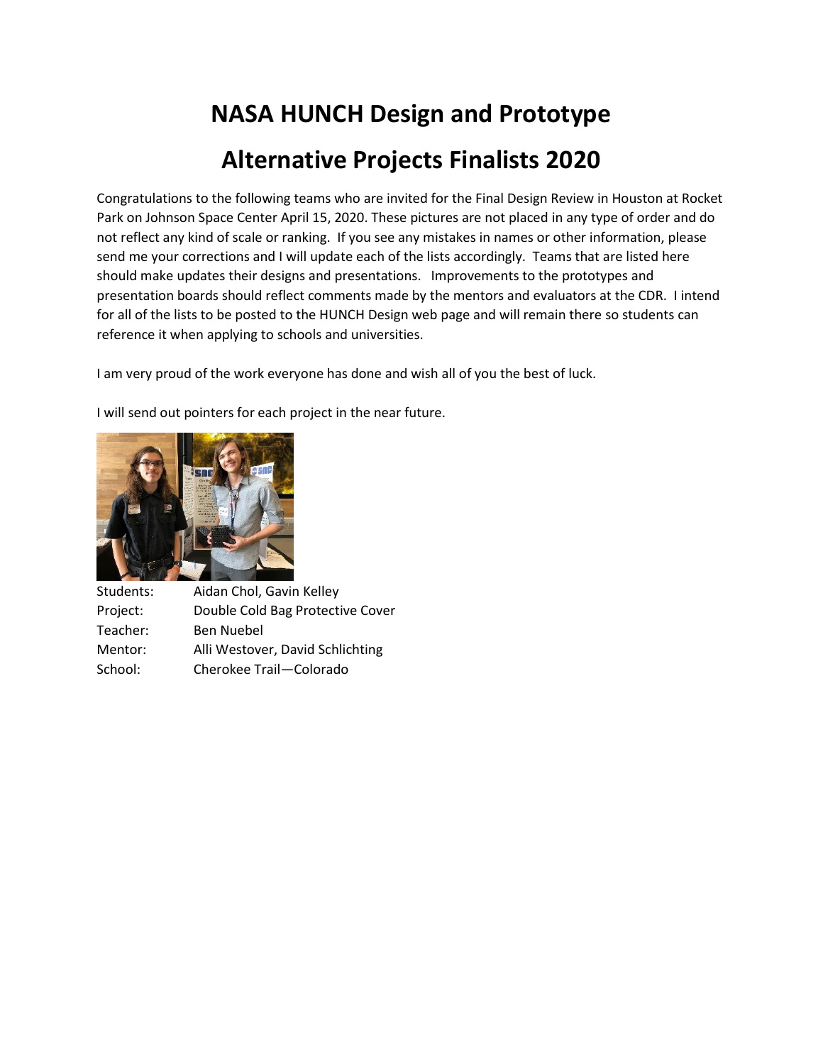# NASA HUNCH Design and Prototype

# Alternative Projects Finalists 2020

Congratulations to the following teams who are invited for the Final Design Review in Houston at Rocket Park on Johnson Space Center April 15, 2020. These pictures are not placed in any type of order and do not reflect any kind of scale or ranking. If you see any mistakes in names or other information, please send me your corrections and I will update each of the lists accordingly. Teams that are listed here should make updates their designs and presentations. Improvements to the prototypes and presentation boards should reflect comments made by the mentors and evaluators at the CDR. I intend for all of the lists to be posted to the HUNCH Design web page and will remain there so students can reference it when applying to schools and universities.

I am very proud of the work everyone has done and wish all of you the best of luck.

I will send out pointers for each project in the near future.

Students: Aidan Chol, Gavin Kelley
Project: Double Cold Bag Protective Cover
Teacher: Ben Nuebel
Mentor: Alli Westover, David Schlichting
School: Cherokee Trail—Colorado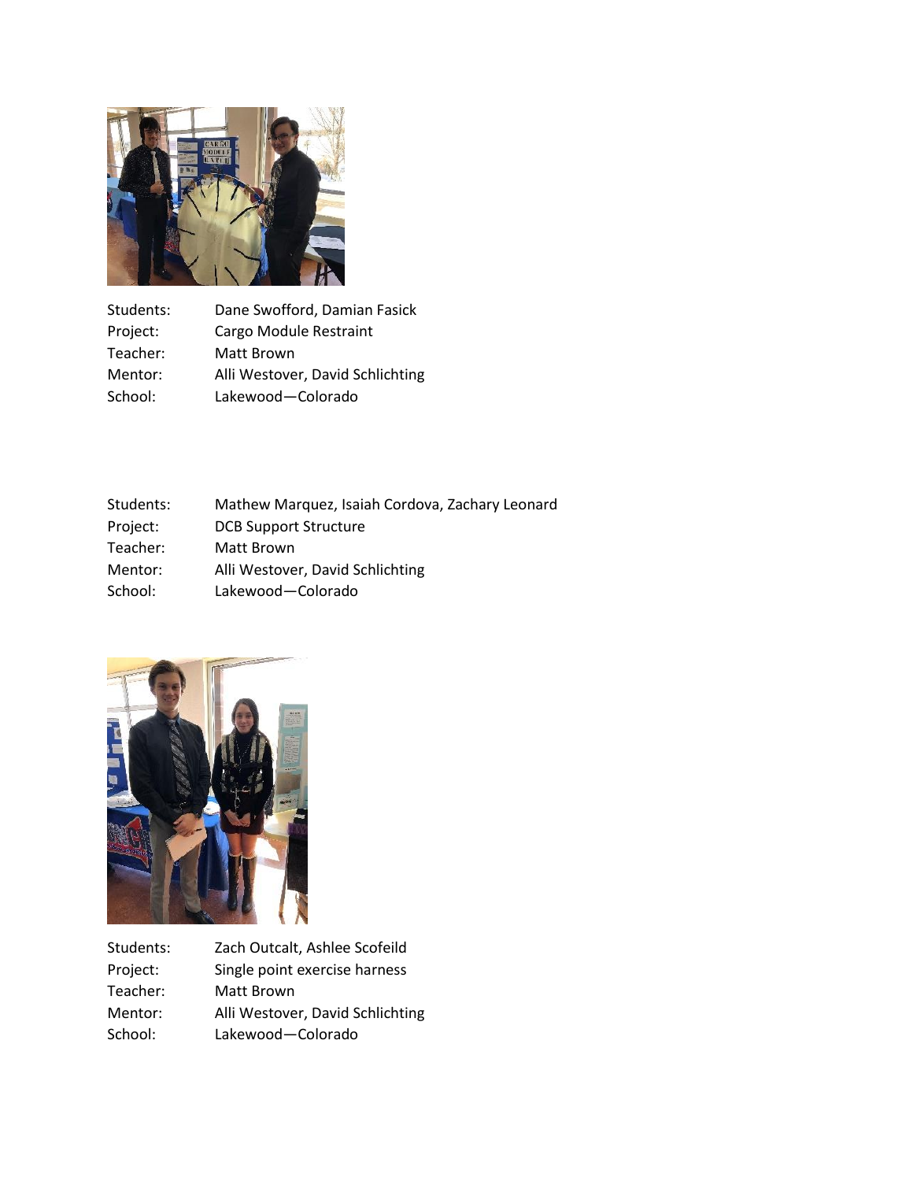| | |
|---|---|
| Students: | Dane Swofford, Damian Fasick |
| Project: | Cargo Module Restraint |
| Teacher: | Matt Brown |
| Mentor: | Alli Westover, David Schlichting |
| School: | Lakewood—Colorado |

| | |
|---|---|
| Students: | Mathew Marquez, Isaiah Cordova, Zachary Leonard |
| Project: | DCB Support Structure |
| Teacher: | Matt Brown |
| Mentor: | Alli Westover, David Schlichting |
| School: | Lakewood—Colorado |

| | |
|---|---|
| Students: | Zach Outcalt, Ashlee Scofeild |
| Project: | Single point exercise harness |
| Teacher: | Matt Brown |
| Mentor: | Alli Westover, David Schlichting |
| School: | Lakewood—Colorado |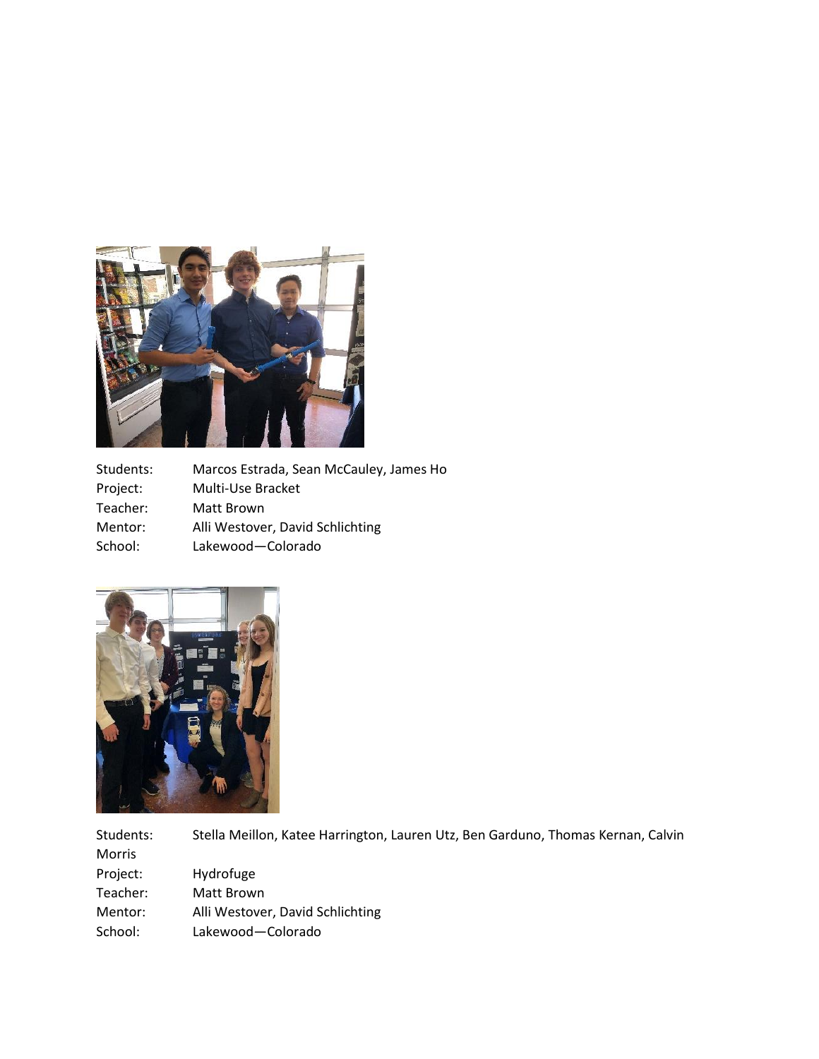Students: Marcos Estrada, Sean McCauley, James Ho
Project: Multi-Use Bracket
Teacher: Matt Brown
Mentor: Alli Westover, David Schlichting
School: Lakewood—Colorado

Students: Stella Meillon, Katee Harrington, Lauren Utz, Ben Garduno, Thomas Kernan, Calvin Morris
Project: Hydrofuge
Teacher: Matt Brown
Mentor: Alli Westover, David Schlichting
School: Lakewood—Colorado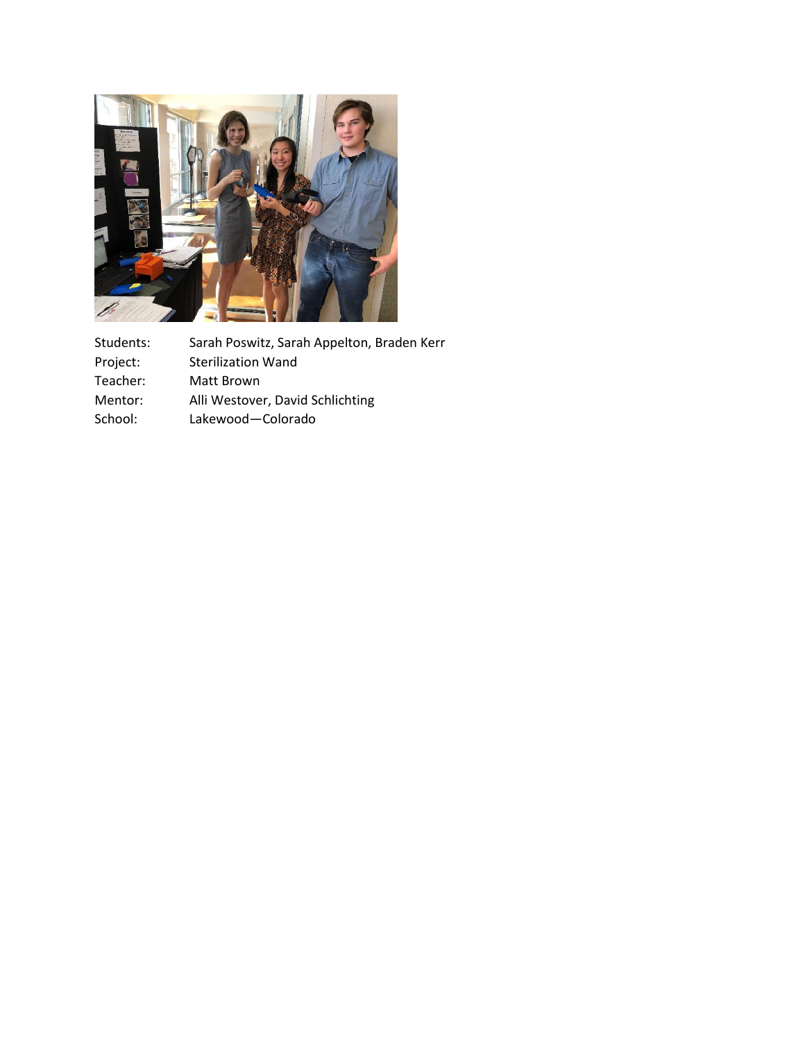| | |
|---|---|
| Students: | Sarah Poswitz, Sarah Appelton, Braden Kerr |
| Project: | Sterilization Wand |
| Teacher: | Matt Brown |
| Mentor: | Alli Westover, David Schlichting |
| School: | Lakewood—Colorado |